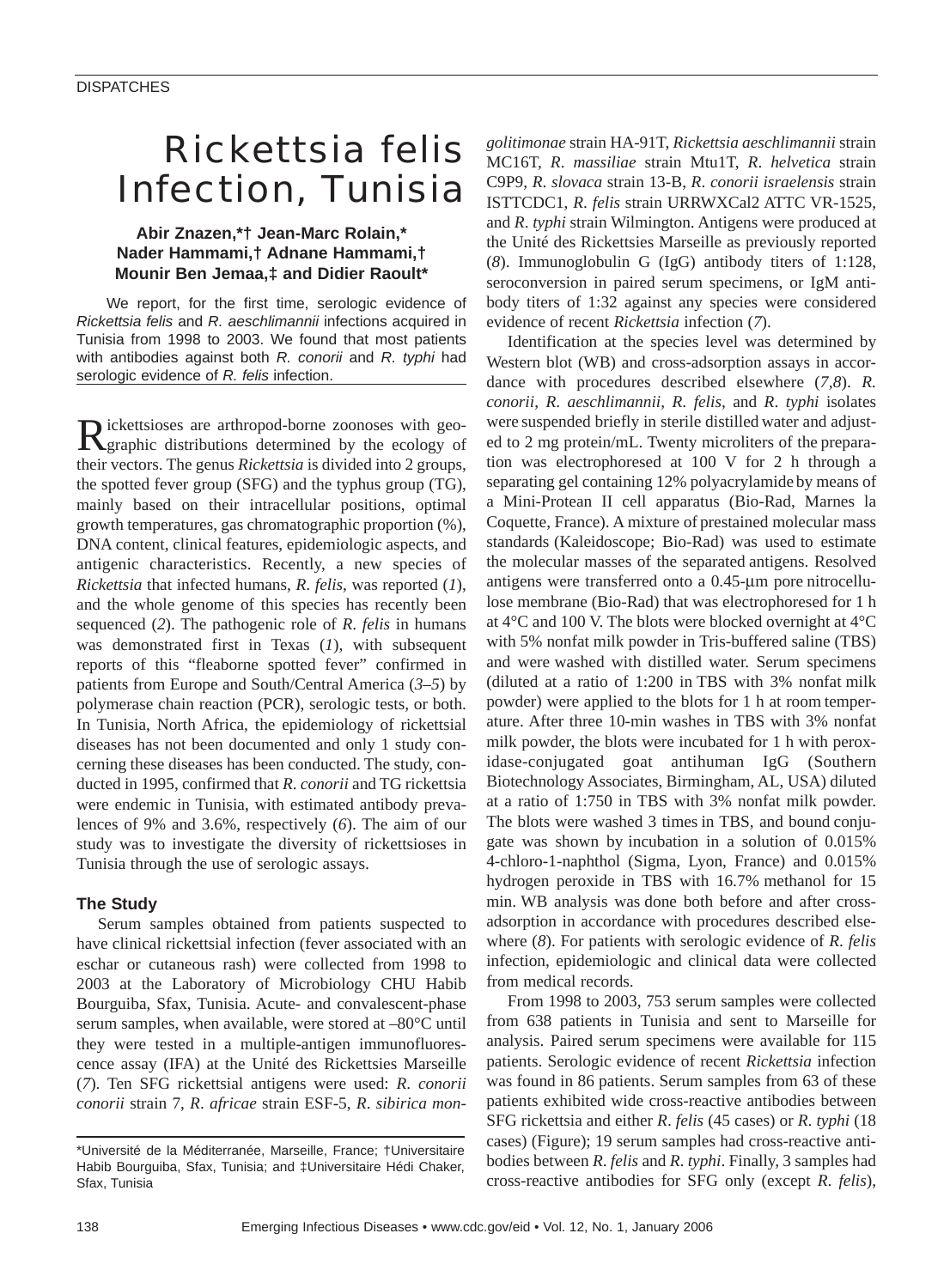# Rickettsia felis Infection, Tunisia

**Abir Znazen,\*† Jean-Marc Rolain,\* Nader Hammami,† Adnane Hammami,† Mounir Ben Jemaa,‡ and Didier Raoult\***

We report, for the first time, serologic evidence of *Rickettsia felis* and *R. aeschlimannii* infections acquired in Tunisia from 1998 to 2003. We found that most patients with antibodies against both *R. conorii* and *R. typhi* had serologic evidence of *R. felis* infection.

Rickettsioses are arthropod-borne zoonoses with geographic distributions determined by the ecology of their vectors. The genus *Rickettsia* is divided into 2 groups, the spotted fever group (SFG) and the typhus group (TG), mainly based on their intracellular positions, optimal growth temperatures, gas chromatographic proportion (%), DNA content, clinical features, epidemiologic aspects, and antigenic characteristics. Recently, a new species of *Rickettsia* that infected humans, *R. felis*, was reported (*1*), and the whole genome of this species has recently been sequenced (*2*). The pathogenic role of *R. felis* in humans was demonstrated first in Texas (*1*), with subsequent reports of this "fleaborne spotted fever" confirmed in patients from Europe and South/Central America (*3–5*) by polymerase chain reaction (PCR), serologic tests, or both. In Tunisia, North Africa, the epidemiology of rickettsial diseases has not been documented and only 1 study concerning these diseases has been conducted. The study, conducted in 1995, confirmed that *R. conorii* and TG rickettsia were endemic in Tunisia, with estimated antibody prevalences of 9% and 3.6%, respectively (*6*). The aim of our study was to investigate the diversity of rickettsioses in Tunisia through the use of serologic assays.

## The Study

Serum samples obtained from patients suspected to have clinical rickettsial infection (fever associated with an eschar or cutaneous rash) were collected from 1998 to 2003 at the Laboratory of Microbiology CHU Habib Bourguiba, Sfax, Tunisia. Acute- and convalescent-phase serum samples, when available, were stored at –80°C until they were tested in a multiple-antigen immunofluorescence assay (IFA) at the Unité des Rickettsies Marseille (*7*). Ten SFG rickettsial antigens were used: *R. conorii conorii* strain 7, *R. africae* strain ESF-5, *R. sibirica mongolitimonae* strain HA-91T, *Rickettsia aeschlimannii* strain MC16T, *R. massiliae* strain Mtu1T, *R. helvetica* strain C9P9, *R. slovaca* strain 13-B, *R. conorii israelensis* strain ISTTCDC1, *R. felis* strain URRWXCal2 ATTC VR-1525, and *R. typhi* strain Wilmington. Antigens were produced at the Unité des Rickettsies Marseille as previously reported (*8*). Immunoglobulin G (IgG) antibody titers of 1:128, seroconversion in paired serum specimens, or IgM antibody titers of 1:32 against any species were considered evidence of recent *Rickettsia* infection (*7*).

Identification at the species level was determined by Western blot (WB) and cross-adsorption assays in accordance with procedures described elsewhere (*7,8*). *R. conorii*, *R. aeschlimannii*, *R. felis*, and *R. typhi* isolates were suspended briefly in sterile distilled water and adjusted to 2 mg protein/mL. Twenty microliters of the preparation was electrophoresed at 100 V for 2 h through a separating gel containing 12% polyacrylamide by means of a Mini-Protean II cell apparatus (Bio-Rad, Marnes la Coquette, France). A mixture of prestained molecular mass standards (Kaleidoscope; Bio-Rad) was used to estimate the molecular masses of the separated antigens. Resolved antigens were transferred onto a 0.45-µm pore nitrocellulose membrane (Bio-Rad) that was electrophoresed for 1 h at 4°C and 100 V. The blots were blocked overnight at 4°C with 5% nonfat milk powder in Tris-buffered saline (TBS) and were washed with distilled water. Serum specimens (diluted at a ratio of 1:200 in TBS with 3% nonfat milk powder) were applied to the blots for 1 h at room temperature. After three 10-min washes in TBS with 3% nonfat milk powder, the blots were incubated for 1 h with peroxidase-conjugated goat antihuman IgG (Southern Biotechnology Associates, Birmingham, AL, USA) diluted at a ratio of 1:750 in TBS with 3% nonfat milk powder. The blots were washed 3 times in TBS, and bound conjugate was shown by incubation in a solution of 0.015% 4-chloro-1-naphthol (Sigma, Lyon, France) and 0.015% hydrogen peroxide in TBS with 16.7% methanol for 15 min. WB analysis was done both before and after cross-adsorption in accordance with procedures described elsewhere (*8*). For patients with serologic evidence of *R. felis* infection, epidemiologic and clinical data were collected from medical records.

From 1998 to 2003, 753 serum samples were collected from 638 patients in Tunisia and sent to Marseille for analysis. Paired serum specimens were available for 115 patients. Serologic evidence of recent *Rickettsia* infection was found in 86 patients. Serum samples from 63 of these patients exhibited wide cross-reactive antibodies between SFG rickettsia and either *R. felis* (45 cases) or *R. typhi* (18 cases) (Figure); 19 serum samples had cross-reactive antibodies between *R. felis* and *R. typhi*. Finally, 3 samples had cross-reactive antibodies for SFG only (except *R. felis*),

\*Université de la Méditerranée, Marseille, France; †Universitaire Habib Bourguiba, Sfax, Tunisia; and ‡Universitaire Hédi Chaker, Sfax, Tunisia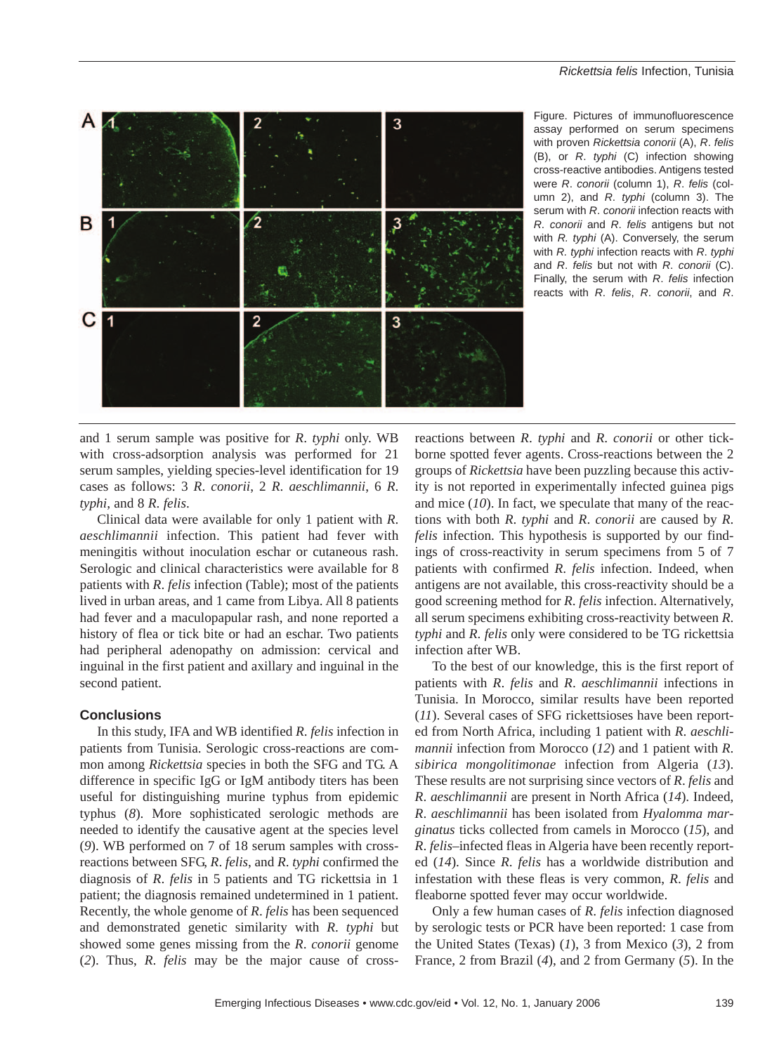Figure. Pictures of immunofluorescence assay performed on serum specimens with proven *Rickettsia conorii* (A), *R. felis* (B), or *R. typhi* (C) infection showing cross-reactive antibodies. Antigens tested were *R. conorii* (column 1), *R. felis* (column 2), and *R. typhi* (column 3). The serum with *R. conorii* infection reacts with *R. conorii* and *R. felis* antigens but not with *R. typhi* (A). Conversely, the serum with *R. typhi* infection reacts with *R. typhi* and *R. felis* but not with *R. conorii* (C). Finally, the serum with *R. felis* infection reacts with *R. felis*, *R. conorii*, and *R.*

and 1 serum sample was positive for *R. typhi* only. WB with cross-adsorption analysis was performed for 21 serum samples, yielding species-level identification for 19 cases as follows: 3 *R. conorii*, 2 *R. aeschlimannii*, 6 *R. typhi*, and 8 *R. felis*.

Clinical data were available for only 1 patient with *R. aeschlimannii* infection. This patient had fever with meningitis without inoculation eschar or cutaneous rash. Serologic and clinical characteristics were available for 8 patients with *R. felis* infection (Table); most of the patients lived in urban areas, and 1 came from Libya. All 8 patients had fever and a maculopapular rash, and none reported a history of flea or tick bite or had an eschar. Two patients had peripheral adenopathy on admission: cervical and inguinal in the first patient and axillary and inguinal in the second patient.

## Conclusions

In this study, IFA and WB identified *R. felis* infection in patients from Tunisia. Serologic cross-reactions are common among *Rickettsia* species in both the SFG and TG. A difference in specific IgG or IgM antibody titers has been useful for distinguishing murine typhus from epidemic typhus (*8*). More sophisticated serologic methods are needed to identify the causative agent at the species level (*9*). WB performed on 7 of 18 serum samples with cross-reactions between SFG, *R. felis*, and *R. typhi* confirmed the diagnosis of *R. felis* in 5 patients and TG rickettsia in 1 patient; the diagnosis remained undetermined in 1 patient. Recently, the whole genome of *R. felis* has been sequenced and demonstrated genetic similarity with *R. typhi* but showed some genes missing from the *R. conorii* genome (*2*). Thus, *R. felis* may be the major cause of cross-reactions between *R. typhi* and *R. conorii* or other tick-borne spotted fever agents. Cross-reactions between the 2 groups of *Rickettsia* have been puzzling because this activity is not reported in experimentally infected guinea pigs and mice (*10*). In fact, we speculate that many of the reactions with both *R. typhi* and *R. conorii* are caused by *R. felis* infection. This hypothesis is supported by our findings of cross-reactivity in serum specimens from 5 of 7 patients with confirmed *R. felis* infection. Indeed, when antigens are not available, this cross-reactivity should be a good screening method for *R. felis* infection. Alternatively, all serum specimens exhibiting cross-reactivity between *R. typhi* and *R. felis* only were considered to be TG rickettsia infection after WB.

To the best of our knowledge, this is the first report of patients with *R. felis* and *R. aeschlimannii* infections in Tunisia. In Morocco, similar results have been reported (*11*). Several cases of SFG rickettsioses have been reported from North Africa, including 1 patient with *R. aeschlimannii* infection from Morocco (*12*) and 1 patient with *R. sibirica mongolitimonae* infection from Algeria (*13*). These results are not surprising since vectors of *R. felis* and *R. aeschlimannii* are present in North Africa (*14*). Indeed, *R. aeschlimannii* has been isolated from *Hyalomma marginatus* ticks collected from camels in Morocco (*15*), and *R. felis*–infected fleas in Algeria have been recently reported (*14*). Since *R. felis* has a worldwide distribution and infestation with these fleas is very common, *R. felis* and fleaborne spotted fever may occur worldwide.

Only a few human cases of *R. felis* infection diagnosed by serologic tests or PCR have been reported: 1 case from the United States (Texas) (*1*), 3 from Mexico (*3*), 2 from France, 2 from Brazil (*4*), and 2 from Germany (*5*). In the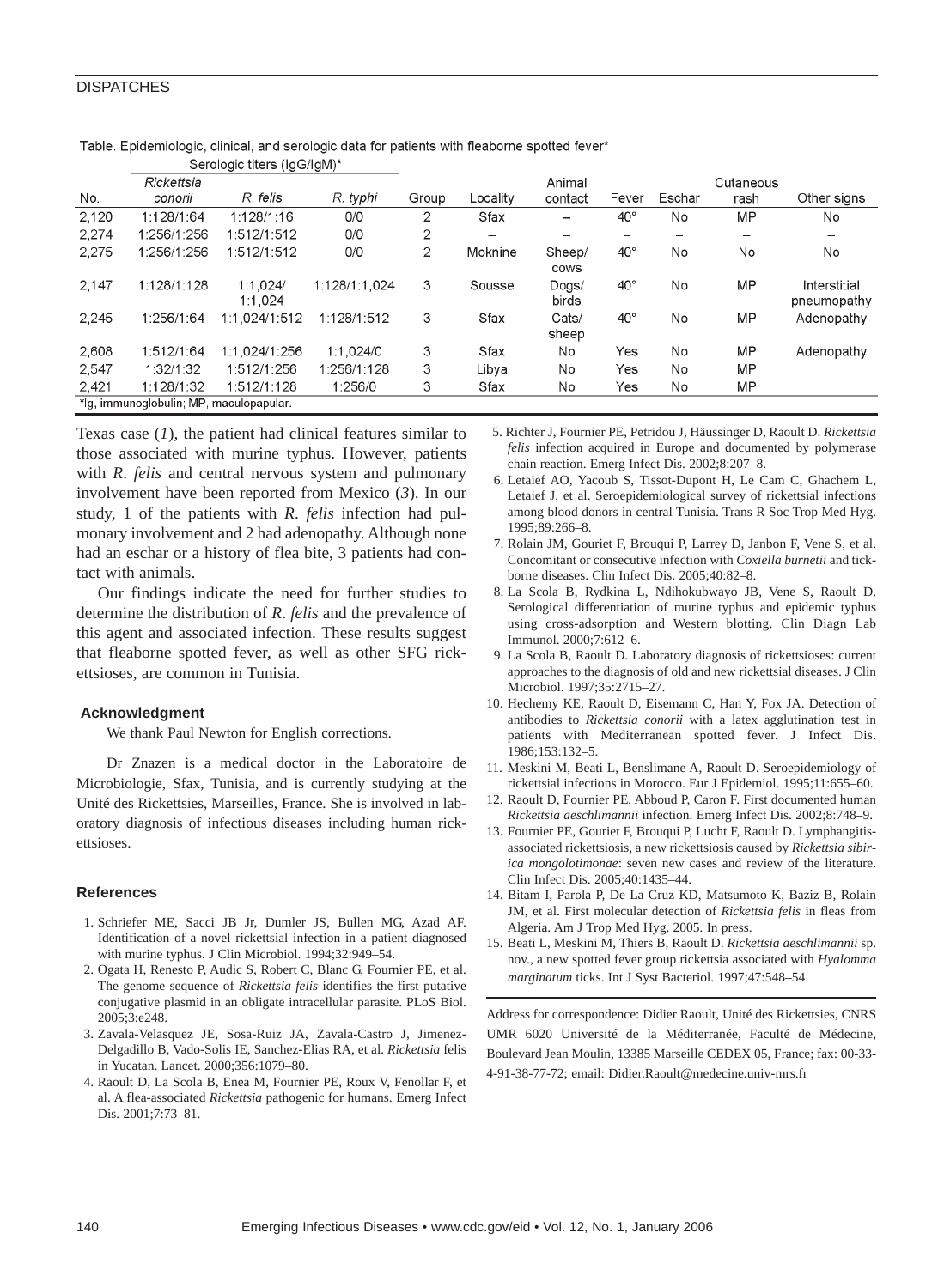Table. Epidemiologic, clinical, and serologic data for patients with fleaborne spotted fever*

| No. | Serologic titers (IgG/IgM)* *Rickettsia conorii* | *R. felis* | *R. typhi* | Group | Locality | Animal contact | Fever | Eschar | Cutaneous rash | Other signs |
|---|---|---|---|---|---|---|---|---|---|---|
| 2,120 | 1:128/1:64 | 1:128/1:16 | 0/0 | 2 | Sfax | – | 40° | No | MP | No |
| 2,274 | 1:256/1:256 | 1:512/1:512 | 0/0 | 2 | – | – | – | – | – | – |
| 2,275 | 1:256/1:256 | 1:512/1:512 | 0/0 | 2 | Moknine | Sheep/cows | 40° | No | No | No |
| 2,147 | 1:128/1:128 | 1:1,024/1:1,024 | 1:128/1:1,024 | 3 | Sousse | Dogs/birds | 40° | No | MP | Interstitial pneumopathy |
| 2,245 | 1:256/1:64 | 1:1,024/1:512 | 1:128/1:512 | 3 | Sfax | Cats/sheep | 40° | No | MP | Adenopathy |
| 2,608 | 1:512/1:64 | 1:1,024/1:256 | 1:1,024/0 | 3 | Sfax | No | Yes | No | MP | Adenopathy |
| 2,547 | 1:32/1:32 | 1:512/1:256 | 1:256/1:128 | 3 | Libya | No | Yes | No | MP | |
| 2,421 | 1:128/1:32 | 1:512/1:128 | 1:256/0 | 3 | Sfax | No | Yes | No | MP | |

*Ig, immunoglobulin; MP, maculopapular.

Texas case (*1*), the patient had clinical features similar to those associated with murine typhus. However, patients with *R. felis* and central nervous system and pulmonary involvement have been reported from Mexico (*3*). In our study, 1 of the patients with *R. felis* infection had pulmonary involvement and 2 had adenopathy. Although none had an eschar or a history of flea bite, 3 patients had contact with animals.

Our findings indicate the need for further studies to determine the distribution of *R. felis* and the prevalence of this agent and associated infection. These results suggest that fleaborne spotted fever, as well as other SFG rickettsioses, are common in Tunisia.

### Acknowledgment

We thank Paul Newton for English corrections.

Dr Znazen is a medical doctor in the Laboratoire de Microbiologie, Sfax, Tunisia, and is currently studying at the Unité des Rickettsies, Marseilles, France. She is involved in laboratory diagnosis of infectious diseases including human rickettsioses.

### References

1. Schriefer ME, Sacci JB Jr, Dumler JS, Bullen MG, Azad AF. Identification of a novel rickettsial infection in a patient diagnosed with murine typhus. J Clin Microbiol. 1994;32:949–54.
2. Ogata H, Renesto P, Audic S, Robert C, Blanc G, Fournier PE, et al. The genome sequence of *Rickettsia felis* identifies the first putative conjugative plasmid in an obligate intracellular parasite. PLoS Biol. 2005;3:e248.
3. Zavala-Velasquez JE, Sosa-Ruiz JA, Zavala-Castro J, Jimenez-Delgadillo B, Vado-Solis IE, Sanchez-Elias RA, et al. *Rickettsia* felis in Yucatan. Lancet. 2000;356:1079–80.
4. Raoult D, La Scola B, Enea M, Fournier PE, Roux V, Fenollar F, et al. A flea-associated *Rickettsia* pathogenic for humans. Emerg Infect Dis. 2001;7:73–81.
5. Richter J, Fournier PE, Petridou J, Häussinger D, Raoult D. *Rickettsia felis* infection acquired in Europe and documented by polymerase chain reaction. Emerg Infect Dis. 2002;8:207–8.
6. Letaief AO, Yacoub S, Tissot-Dupont H, Le Cam C, Ghachem L, Letaief J, et al. Seroepidemiological survey of rickettsial infections among blood donors in central Tunisia. Trans R Soc Trop Med Hyg. 1995;89:266–8.
7. Rolain JM, Gouriet F, Brouqui P, Larrey D, Janbon F, Vene S, et al. Concomitant or consecutive infection with *Coxiella burnetii* and tick-borne diseases. Clin Infect Dis. 2005;40:82–8.
8. La Scola B, Rydkina L, Ndihokubwayo JB, Vene S, Raoult D. Serological differentiation of murine typhus and epidemic typhus using cross-adsorption and Western blotting. Clin Diagn Lab Immunol. 2000;7:612–6.
9. La Scola B, Raoult D. Laboratory diagnosis of rickettsioses: current approaches to the diagnosis of old and new rickettsial diseases. J Clin Microbiol. 1997;35:2715–27.
10. Hechemy KE, Raoult D, Eisemann C, Han Y, Fox JA. Detection of antibodies to *Rickettsia conorii* with a latex agglutination test in patients with Mediterranean spotted fever. J Infect Dis. 1986;153:132–5.
11. Meskini M, Beati L, Benslimane A, Raoult D. Seroepidemiology of rickettsial infections in Morocco. Eur J Epidemiol. 1995;11:655–60.
12. Raoult D, Fournier PE, Abboud P, Caron F. First documented human *Rickettsia aeschlimannii* infection. Emerg Infect Dis. 2002;8:748–9.
13. Fournier PE, Gouriet F, Brouqui P, Lucht F, Raoult D. Lymphangitis-associated rickettsiosis, a new rickettsiosis caused by *Rickettsia sibirica mongolotimonae*: seven new cases and review of the literature. Clin Infect Dis. 2005;40:1435–44.
14. Bitam I, Parola P, De La Cruz KD, Matsumoto K, Baziz B, Rolain JM, et al. First molecular detection of *Rickettsia felis* in fleas from Algeria. Am J Trop Med Hyg. 2005. In press.
15. Beati L, Meskini M, Thiers B, Raoult D. *Rickettsia aeschlimannii* sp. nov., a new spotted fever group rickettsia associated with *Hyalomma marginatum* ticks. Int J Syst Bacteriol. 1997;47:548–54.

Address for correspondence: Didier Raoult, Unité des Rickettsies, CNRS UMR 6020 Université de la Méditerranée, Faculté de Médecine, Boulevard Jean Moulin, 13385 Marseille CEDEX 05, France; fax: 00-33-4-91-38-77-72; email: Didier.Raoult@medecine.univ-mrs.fr